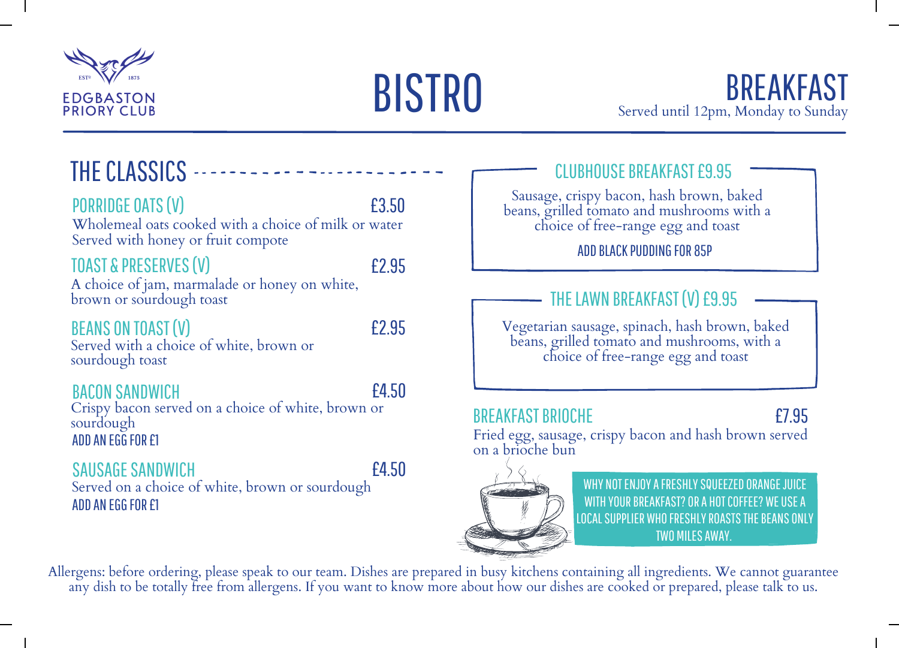EDGBASTON PRIORY CLUB
EST. 1875

# BISTRO

# BREAKFAST

Served until 12pm, Monday to Sunday

## THE CLASSICS

### PORRIDGE OATS (V) £3.50

Wholemeal oats cooked with a choice of milk or water
Served with honey or fruit compote

### TOAST & PRESERVES (V) £2.95

A choice of jam, marmalade or honey on white, brown or sourdough toast

### BEANS ON TOAST (V) £2.95

Served with a choice of white, brown or sourdough toast

### BACON SANDWICH £4.50

Crispy bacon served on a choice of white, brown or sourdough

ADD AN EGG FOR £1

### SAUSAGE SANDWICH £4.50

Served on a choice of white, brown or sourdough

ADD AN EGG FOR £1

## CLUBHOUSE BREAKFAST £9.95

Sausage, crispy bacon, hash brown, baked beans, grilled tomato and mushrooms with a choice of free-range egg and toast

ADD BLACK PUDDING FOR 85P

## THE LAWN BREAKFAST (V) £9.95

Vegetarian sausage, spinach, hash brown, baked beans, grilled tomato and mushrooms, with a choice of free-range egg and toast

### BREAKFAST BRIOCHE £7.95

Fried egg, sausage, crispy bacon and hash brown served on a brioche bun

WHY NOT ENJOY A FRESHLY SQUEEZED ORANGE JUICE WITH YOUR BREAKFAST? OR A HOT COFFEE? WE USE A LOCAL SUPPLIER WHO FRESHLY ROASTS THE BEANS ONLY TWO MILES AWAY.

Allergens: before ordering, please speak to our team. Dishes are prepared in busy kitchens containing all ingredients. We cannot guarantee any dish to be totally free from allergens. If you want to know more about how our dishes are cooked or prepared, please talk to us.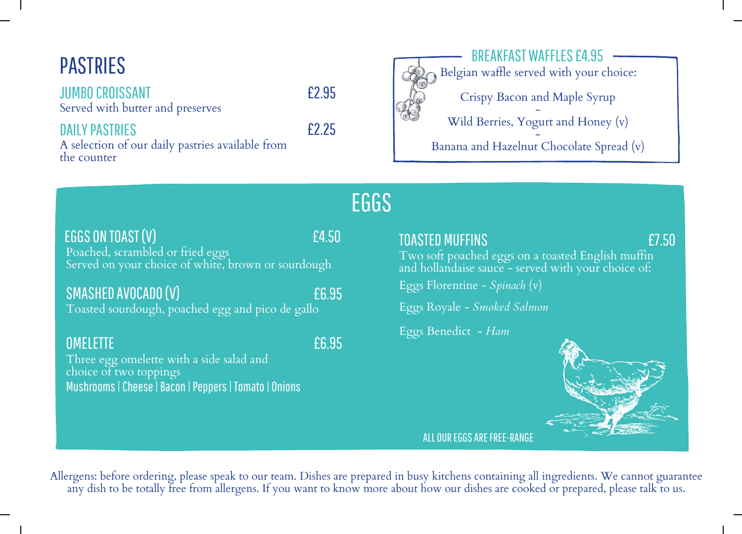## PASTRIES

### JUMBO CROISSANT — £2.95

Served with butter and preserves

### DAILY PASTRIES — £2.25

A selection of our daily pastries available from the counter

## BREAKFAST WAFFLES £4.95

Belgian waffle served with your choice:

Crispy Bacon and Maple Syrup

–

Wild Berries, Yogurt and Honey (v)

–

Banana and Hazelnut Chocolate Spread (v)

## EGGS

### EGGS ON TOAST (V) — £4.50

Poached, scrambled or fried eggs
Served on your choice of white, brown or sourdough

### SMASHED AVOCADO (V) — £6.95

Toasted sourdough, poached egg and pico de gallo

### OMELETTE — £6.95

Three egg omelette with a side salad and choice of two toppings

Mushrooms | Cheese | Bacon | Peppers | Tomato | Onions

### TOASTED MUFFINS — £7.50

Two soft poached eggs on a toasted English muffin and hollandaise sauce - served with your choice of:

Eggs Florentine - *Spinach* (v)

Eggs Royale - *Smoked Salmon*

Eggs Benedict - *Ham*

ALL OUR EGGS ARE FREE-RANGE

Allergens: before ordering, please speak to our team. Dishes are prepared in busy kitchens containing all ingredients. We cannot guarantee any dish to be totally free from allergens. If you want to know more about how our dishes are cooked or prepared, please talk to us.